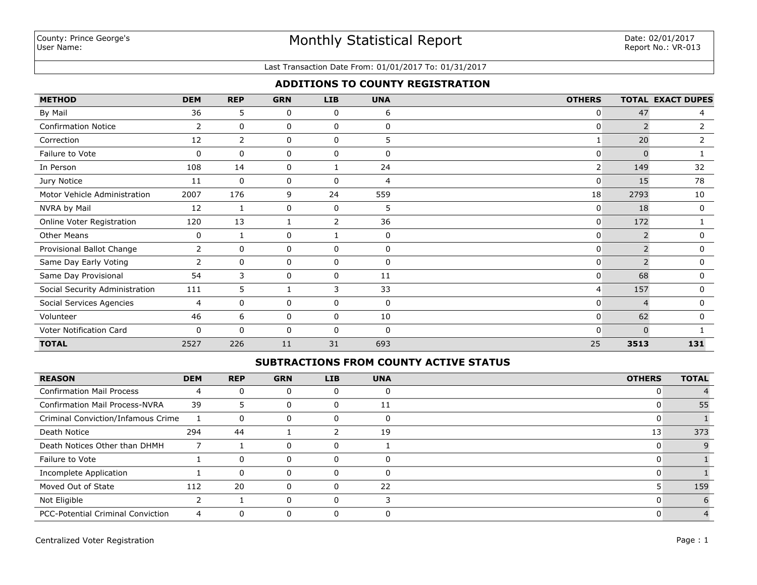County: Prince George's
User Name:

# Monthly Statistical Report

Date: 02/01/2017
Report No.: VR-013

Last Transaction Date From: 01/01/2017 To: 01/31/2017

## ADDITIONS TO COUNTY REGISTRATION

| METHOD | DEM | REP | GRN | LIB | UNA | OTHERS | TOTAL | EXACT DUPES |
|---|---|---|---|---|---|---|---|---|
| By Mail | 36 | 5 | 0 | 0 | 6 | 0 | 47 | 4 |
| Confirmation Notice | 2 | 0 | 0 | 0 | 0 | 0 | 2 | 2 |
| Correction | 12 | 2 | 0 | 0 | 5 | 1 | 20 | 2 |
| Failure to Vote | 0 | 0 | 0 | 0 | 0 | 0 | 0 | 1 |
| In Person | 108 | 14 | 0 | 1 | 24 | 2 | 149 | 32 |
| Jury Notice | 11 | 0 | 0 | 0 | 4 | 0 | 15 | 78 |
| Motor Vehicle Administration | 2007 | 176 | 9 | 24 | 559 | 18 | 2793 | 10 |
| NVRA by Mail | 12 | 1 | 0 | 0 | 5 | 0 | 18 | 0 |
| Online Voter Registration | 120 | 13 | 1 | 2 | 36 | 0 | 172 | 1 |
| Other Means | 0 | 1 | 0 | 1 | 0 | 0 | 2 | 0 |
| Provisional Ballot Change | 2 | 0 | 0 | 0 | 0 | 0 | 2 | 0 |
| Same Day Early Voting | 2 | 0 | 0 | 0 | 0 | 0 | 2 | 0 |
| Same Day Provisional | 54 | 3 | 0 | 0 | 11 | 0 | 68 | 0 |
| Social Security Administration | 111 | 5 | 1 | 3 | 33 | 4 | 157 | 0 |
| Social Services Agencies | 4 | 0 | 0 | 0 | 0 | 0 | 4 | 0 |
| Volunteer | 46 | 6 | 0 | 0 | 10 | 0 | 62 | 0 |
| Voter Notification Card | 0 | 0 | 0 | 0 | 0 | 0 | 0 | 1 |
| **TOTAL** | 2527 | 226 | 11 | 31 | 693 | 25 | **3513** | **131** |

## SUBTRACTIONS FROM COUNTY ACTIVE STATUS

| REASON | DEM | REP | GRN | LIB | UNA | OTHERS | TOTAL |
|---|---|---|---|---|---|---|---|
| Confirmation Mail Process | 4 | 0 | 0 | 0 | 0 | 0 | 4 |
| Confirmation Mail Process-NVRA | 39 | 5 | 0 | 0 | 11 | 0 | 55 |
| Criminal Conviction/Infamous Crime | 1 | 0 | 0 | 0 | 0 | 0 | 1 |
| Death Notice | 294 | 44 | 1 | 2 | 19 | 13 | 373 |
| Death Notices Other than DHMH | 7 | 1 | 0 | 0 | 1 | 0 | 9 |
| Failure to Vote | 1 | 0 | 0 | 0 | 0 | 0 | 1 |
| Incomplete Application | 1 | 0 | 0 | 0 | 0 | 0 | 1 |
| Moved Out of State | 112 | 20 | 0 | 0 | 22 | 5 | 159 |
| Not Eligible | 2 | 1 | 0 | 0 | 3 | 0 | 6 |
| PCC-Potential Criminal Conviction | 4 | 0 | 0 | 0 | 0 | 0 | 4 |

Centralized Voter Registration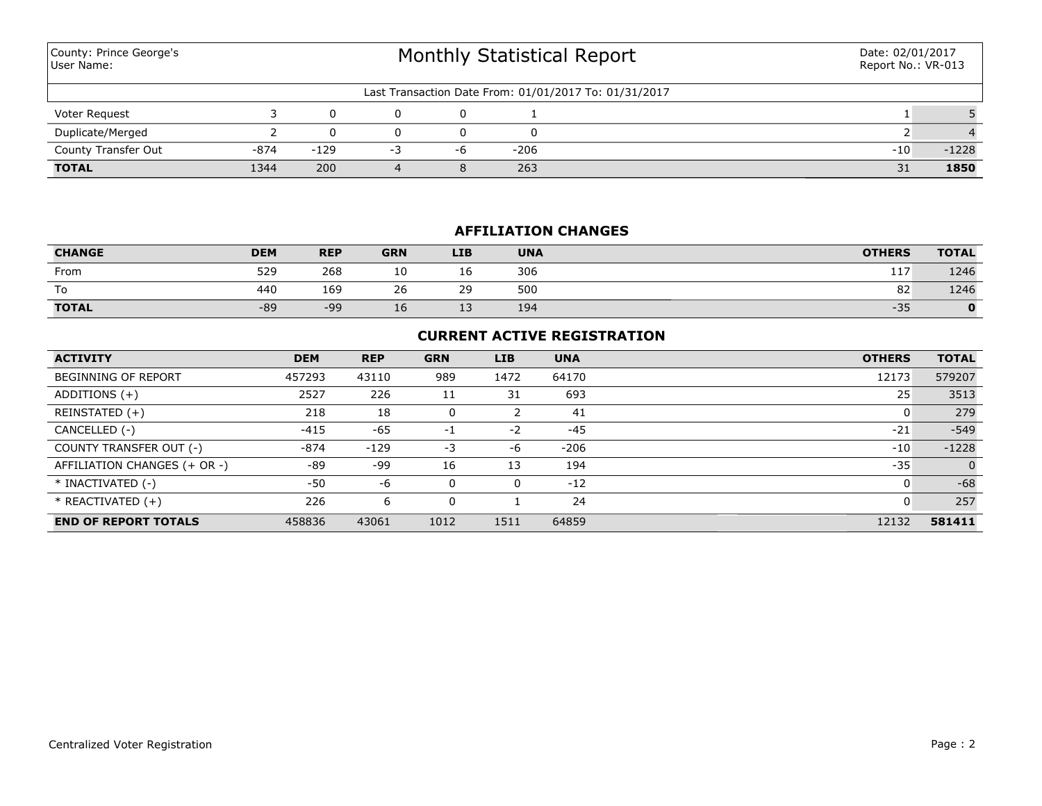County: Prince George's
User Name:

# Monthly Statistical Report

Date: 02/01/2017
Report No.: VR-013

Last Transaction Date From: 01/01/2017 To: 01/31/2017

| | | | | | | | |
|---|---|---|---|---|---|---|---|
| Voter Request | 3 | 0 | 0 | 0 | 1 | 1 | 5 |
| Duplicate/Merged | 2 | 0 | 0 | 0 | 0 | 2 | 4 |
| County Transfer Out | -874 | -129 | -3 | -6 | -206 | -10 | -1228 |
| **TOTAL** | 1344 | 200 | 4 | 8 | 263 | 31 | **1850** |

## AFFILIATION CHANGES

| CHANGE | DEM | REP | GRN | LIB | UNA | OTHERS | TOTAL |
|---|---|---|---|---|---|---|---|
| From | 529 | 268 | 10 | 16 | 306 | 117 | 1246 |
| To | 440 | 169 | 26 | 29 | 500 | 82 | 1246 |
| **TOTAL** | -89 | -99 | 16 | 13 | 194 | -35 | **0** |

## CURRENT ACTIVE REGISTRATION

| ACTIVITY | DEM | REP | GRN | LIB | UNA | OTHERS | TOTAL |
|---|---|---|---|---|---|---|---|
| BEGINNING OF REPORT | 457293 | 43110 | 989 | 1472 | 64170 | 12173 | 579207 |
| ADDITIONS (+) | 2527 | 226 | 11 | 31 | 693 | 25 | 3513 |
| REINSTATED (+) | 218 | 18 | 0 | 2 | 41 | 0 | 279 |
| CANCELLED (-) | -415 | -65 | -1 | -2 | -45 | -21 | -549 |
| COUNTY TRANSFER OUT (-) | -874 | -129 | -3 | -6 | -206 | -10 | -1228 |
| AFFILIATION CHANGES (+ OR -) | -89 | -99 | 16 | 13 | 194 | -35 | 0 |
| * INACTIVATED (-) | -50 | -6 | 0 | 0 | -12 | 0 | -68 |
| * REACTIVATED (+) | 226 | 6 | 0 | 1 | 24 | 0 | 257 |
| **END OF REPORT TOTALS** | 458836 | 43061 | 1012 | 1511 | 64859 | 12132 | **581411** |

Centralized Voter Registration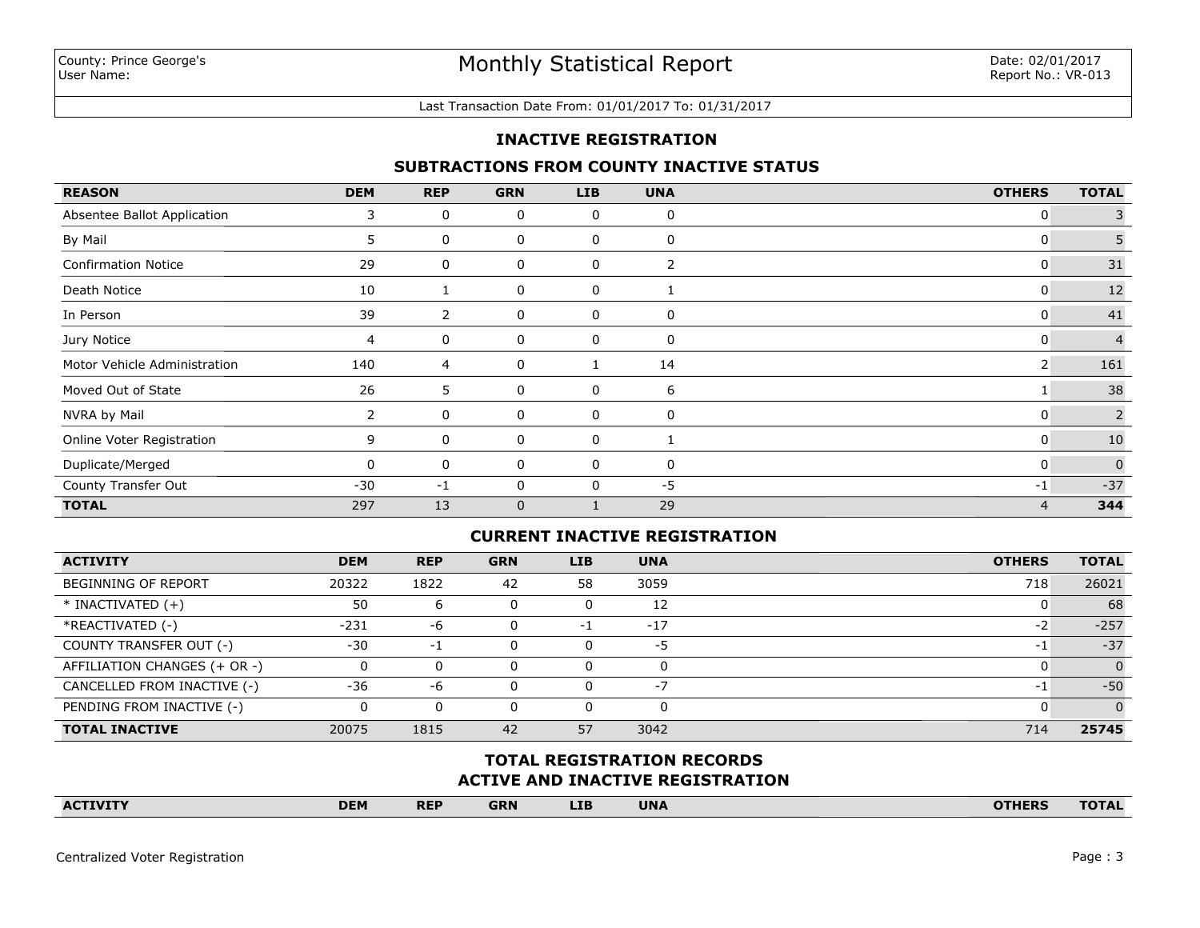County: Prince George's
User Name:

# Monthly Statistical Report

Date: 02/01/2017
Report No.: VR-013

Last Transaction Date From: 01/01/2017 To: 01/31/2017

## INACTIVE REGISTRATION

### SUBTRACTIONS FROM COUNTY INACTIVE STATUS

| REASON | DEM | REP | GRN | LIB | UNA | OTHERS | TOTAL |
|---|---|---|---|---|---|---|---|
| Absentee Ballot Application | 3 | 0 | 0 | 0 | 0 | 0 | 3 |
| By Mail | 5 | 0 | 0 | 0 | 0 | 0 | 5 |
| Confirmation Notice | 29 | 0 | 0 | 0 | 2 | 0 | 31 |
| Death Notice | 10 | 1 | 0 | 0 | 1 | 0 | 12 |
| In Person | 39 | 2 | 0 | 0 | 0 | 0 | 41 |
| Jury Notice | 4 | 0 | 0 | 0 | 0 | 0 | 4 |
| Motor Vehicle Administration | 140 | 4 | 0 | 1 | 14 | 2 | 161 |
| Moved Out of State | 26 | 5 | 0 | 0 | 6 | 1 | 38 |
| NVRA by Mail | 2 | 0 | 0 | 0 | 0 | 0 | 2 |
| Online Voter Registration | 9 | 0 | 0 | 0 | 1 | 0 | 10 |
| Duplicate/Merged | 0 | 0 | 0 | 0 | 0 | 0 | 0 |
| County Transfer Out | -30 | -1 | 0 | 0 | -5 | -1 | -37 |
| **TOTAL** | 297 | 13 | 0 | 1 | 29 | 4 | **344** |

### CURRENT INACTIVE REGISTRATION

| ACTIVITY | DEM | REP | GRN | LIB | UNA | OTHERS | TOTAL |
|---|---|---|---|---|---|---|---|
| BEGINNING OF REPORT | 20322 | 1822 | 42 | 58 | 3059 | 718 | 26021 |
| * INACTIVATED (+) | 50 | 6 | 0 | 0 | 12 | 0 | 68 |
| *REACTIVATED (-) | -231 | -6 | 0 | -1 | -17 | -2 | -257 |
| COUNTY TRANSFER OUT (-) | -30 | -1 | 0 | 0 | -5 | -1 | -37 |
| AFFILIATION CHANGES (+ OR -) | 0 | 0 | 0 | 0 | 0 | 0 | 0 |
| CANCELLED FROM INACTIVE (-) | -36 | -6 | 0 | 0 | -7 | -1 | -50 |
| PENDING FROM INACTIVE (-) | 0 | 0 | 0 | 0 | 0 | 0 | 0 |
| **TOTAL INACTIVE** | 20075 | 1815 | 42 | 57 | 3042 | 714 | **25745** |

### TOTAL REGISTRATION RECORDS
### ACTIVE AND INACTIVE REGISTRATION

| ACTIVITY | DEM | REP | GRN | LIB | UNA | OTHERS | TOTAL |
|---|---|---|---|---|---|---|---|

Centralized Voter Registration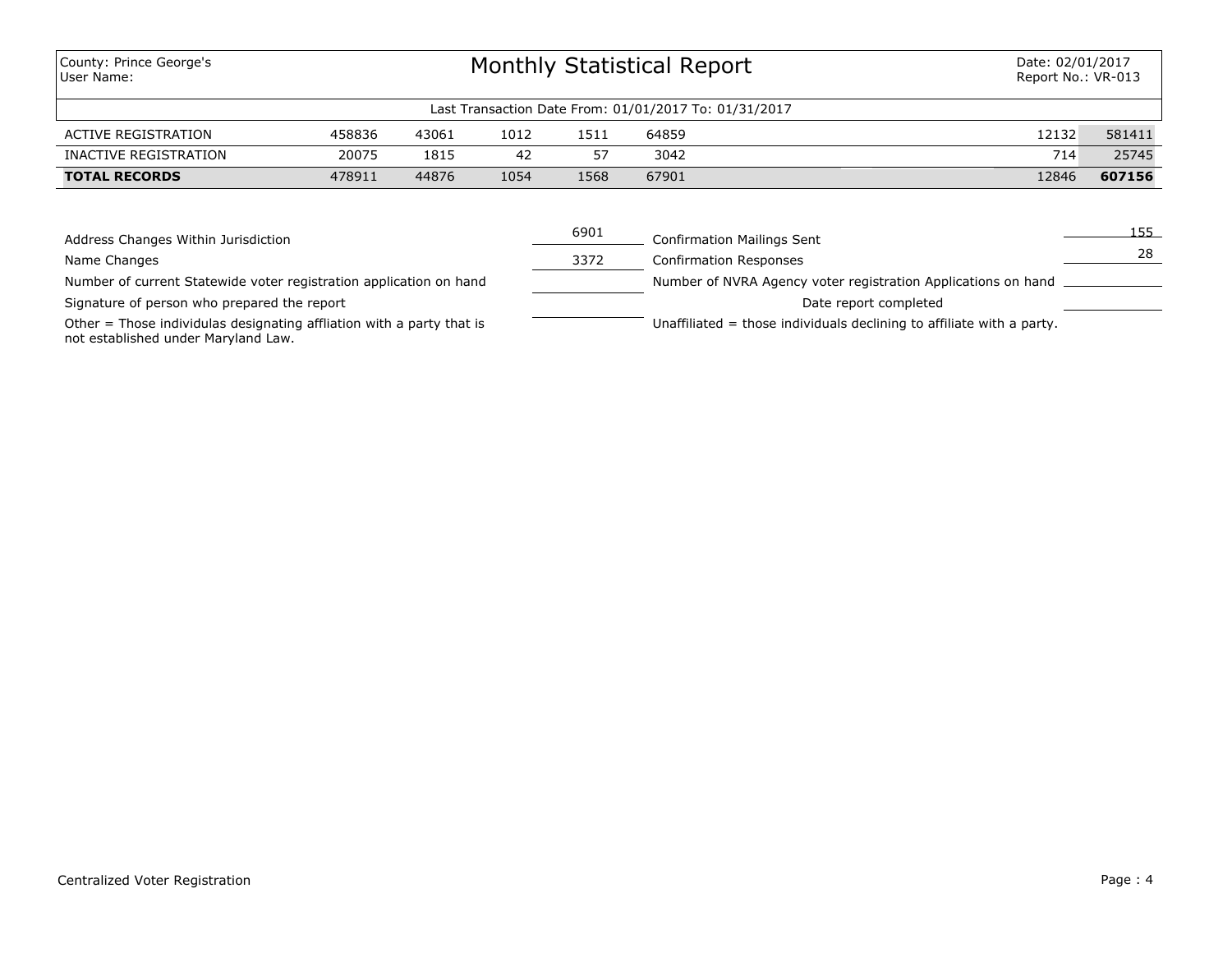County: Prince George's
User Name:

# Monthly Statistical Report

Date: 02/01/2017
Report No.: VR-013

Last Transaction Date From: 01/01/2017 To: 01/31/2017

| | | | | | | | | |
|---|---|---|---|---|---|---|---|---|
| ACTIVE REGISTRATION | 458836 | 43061 | 1012 | 1511 | 64859 | | 12132 | 581411 |
| INACTIVE REGISTRATION | 20075 | 1815 | 42 | 57 | 3042 | | 714 | 25745 |
| **TOTAL RECORDS** | 478911 | 44876 | 1054 | 1568 | 67901 | | 12846 | **607156** |

| | | | |
|---|---|---|---|
| Address Changes Within Jurisdiction | 6901 | Confirmation Mailings Sent | 155 |
| Name Changes | 3372 | Confirmation Responses | 28 |
| Number of current Statewide voter registration application on hand | | Number of NVRA Agency voter registration Applications on hand | |
| Signature of person who prepared the report | | Date report completed | |

Other = Those individulas designating affliation with a party that is not established under Maryland Law.

Unaffiliated = those individuals declining to affiliate with a party.

Centralized Voter Registration